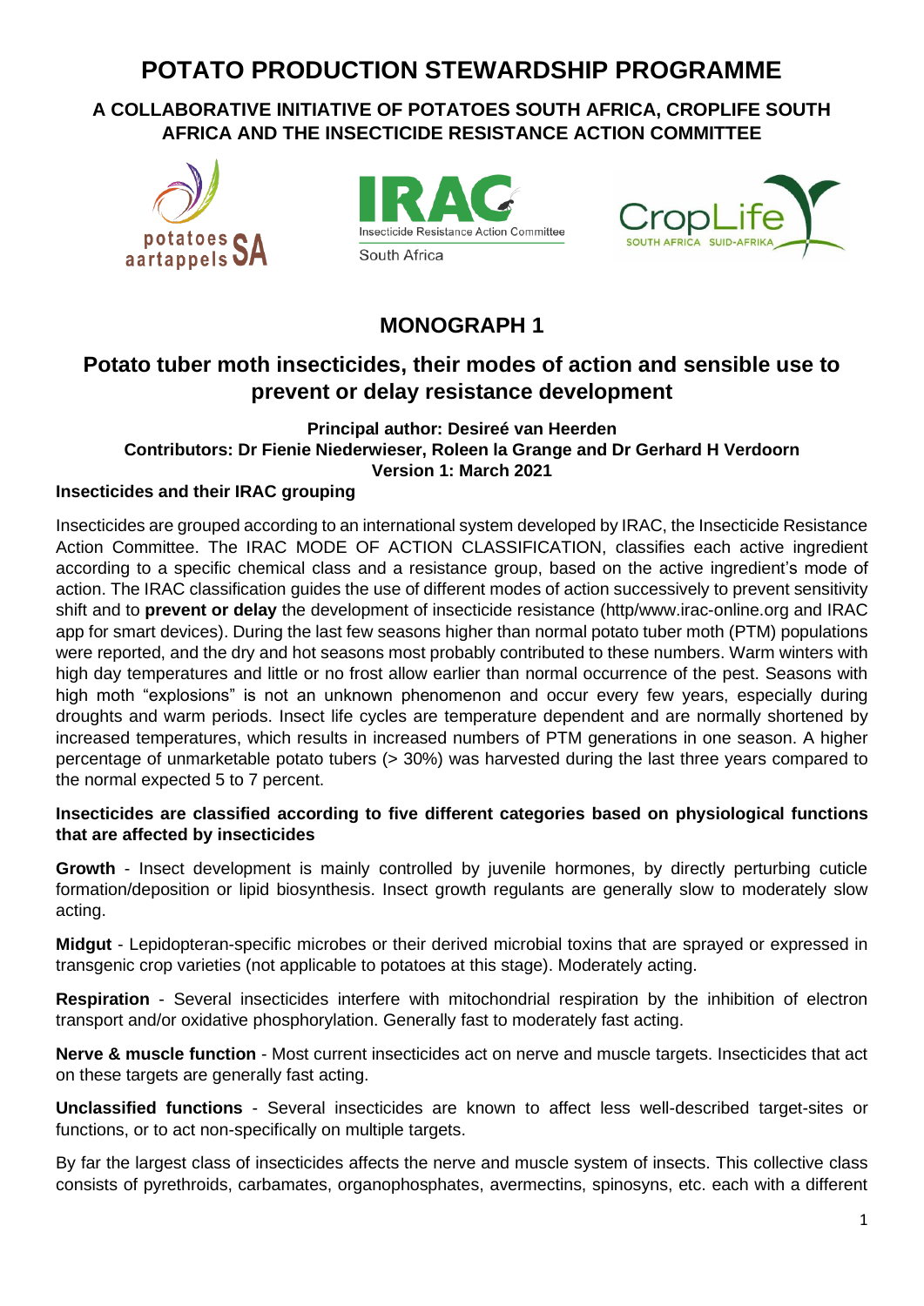# POTATO PRODUCTION STEWARDSHIP PROGRAMME

### A COLLABORATIVE INITIATIVE OF POTATOES SOUTH AFRICA, CROPLIFE SOUTH AFRICA AND THE INSECTICIDE RESISTANCE ACTION COMMITTEE

## MONOGRAPH 1

## Potato tuber moth insecticides, their modes of action and sensible use to prevent or delay resistance development

**Principal author: Desireé van Heerden**
**Contributors: Dr Fienie Niederwieser, Roleen la Grange and Dr Gerhard H Verdoorn**
**Version 1: March 2021**

**Insecticides and their IRAC grouping**

Insecticides are grouped according to an international system developed by IRAC, the Insecticide Resistance Action Committee. The IRAC MODE OF ACTION CLASSIFICATION, classifies each active ingredient according to a specific chemical class and a resistance group, based on the active ingredient's mode of action. The IRAC classification guides the use of different modes of action successively to prevent sensitivity shift and to **prevent or delay** the development of insecticide resistance (http/www.irac-online.org and IRAC app for smart devices). During the last few seasons higher than normal potato tuber moth (PTM) populations were reported, and the dry and hot seasons most probably contributed to these numbers. Warm winters with high day temperatures and little or no frost allow earlier than normal occurrence of the pest. Seasons with high moth "explosions" is not an unknown phenomenon and occur every few years, especially during droughts and warm periods. Insect life cycles are temperature dependent and are normally shortened by increased temperatures, which results in increased numbers of PTM generations in one season. A higher percentage of unmarketable potato tubers (> 30%) was harvested during the last three years compared to the normal expected 5 to 7 percent.

**Insecticides are classified according to five different categories based on physiological functions that are affected by insecticides**

**Growth** - Insect development is mainly controlled by juvenile hormones, by directly perturbing cuticle formation/deposition or lipid biosynthesis. Insect growth regulants are generally slow to moderately slow acting.

**Midgut** - Lepidopteran-specific microbes or their derived microbial toxins that are sprayed or expressed in transgenic crop varieties (not applicable to potatoes at this stage). Moderately acting.

**Respiration** - Several insecticides interfere with mitochondrial respiration by the inhibition of electron transport and/or oxidative phosphorylation. Generally fast to moderately fast acting.

**Nerve & muscle function** - Most current insecticides act on nerve and muscle targets. Insecticides that act on these targets are generally fast acting.

**Unclassified functions** - Several insecticides are known to affect less well-described target-sites or functions, or to act non-specifically on multiple targets.

By far the largest class of insecticides affects the nerve and muscle system of insects. This collective class consists of pyrethroids, carbamates, organophosphates, avermectins, spinosyns, etc. each with a different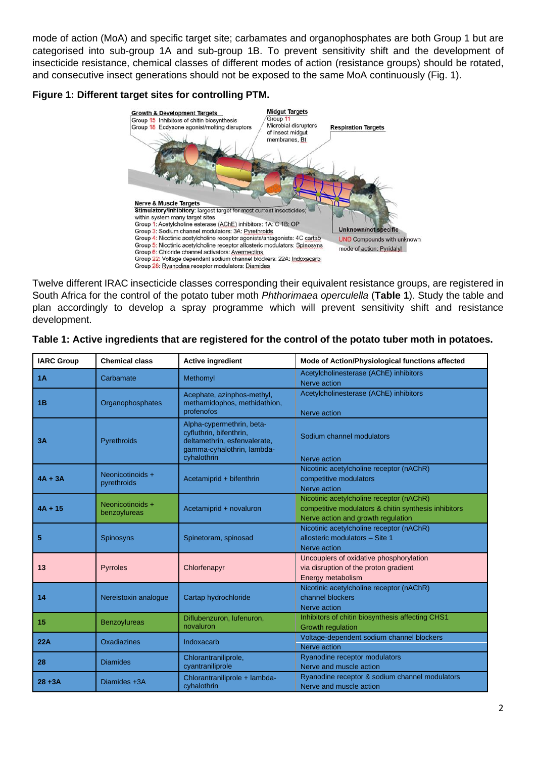mode of action (MoA) and specific target site; carbamates and organophosphates are both Group 1 but are categorised into sub-group 1A and sub-group 1B. To prevent sensitivity shift and the development of insecticide resistance, chemical classes of different modes of action (resistance groups) should be rotated, and consecutive insect generations should not be exposed to the same MoA continuously (Fig. 1).

**Figure 1: Different target sites for controlling PTM.**

Growth & Development Targets
Group 15 Inhibitors of chitin biosynthesis
Group 18 Ecdysone agonist/molting disruptors

Midgut Targets
Group 11
Microbial disruptors of insect midgut membranes, Bt

Respiration Targets

Nerve & Muscle Targets
Stimulatory/Inhibitory: largest target for most current insecticides, within system many target sites
Group 1: Acetylcholine esterase (AChE) inhibitors: 1A: C 1B: OP
Group 3: Sodium channel modulators: 3A: Pyrethroids
Group 4: Nicotinic acetylcholine receptor agonists/antagonists: 4C cartab
Group 5: Nicotinic acetylcholine receptor allosteric modulators: Spinosyns
Group 6: Chloride channel activators: Avermectins
Group 22: Voltage dependant sodium channel blockers: 22A: Indoxacarb
Group 28: Ryanodina receptor modulators: Diamides

Unknown/not specific
UND Compounds with unknown mode of action: Pyridalyl

Twelve different IRAC insecticide classes corresponding their equivalent resistance groups, are registered in South Africa for the control of the potato tuber moth *Phthorimaea operculella* (**Table 1**). Study the table and plan accordingly to develop a spray programme which will prevent sensitivity shift and resistance development.

**Table 1: Active ingredients that are registered for the control of the potato tuber moth in potatoes.**

| IARC Group | Chemical class | Active ingredient | Mode of Action/Physiological functions affected |
|---|---|---|---|
| **1A** | Carbamate | Methomyl | Acetylcholinesterase (AChE) inhibitors Nerve action |
| **1B** | Organophosphates | Acephate, azinphos-methyl, methamidophos, methidathion, profenofos | Acetylcholinesterase (AChE) inhibitors Nerve action |
| **3A** | Pyrethroids | Alpha-cypermethrin, beta-cyfluthrin, bifenthrin, deltamethrin, esfenvalerate, gamma-cyhalothrin, lambda-cyhalothrin | Sodium channel modulators Nerve action |
| **4A + 3A** | Neonicotinoids + pyrethroids | Acetamiprid + bifenthrin | Nicotinic acetylcholine receptor (nAChR) competitive modulators Nerve action |
| **4A + 15** | Neonicotinoids + benzoylureas | Acetamiprid + novaluron | Nicotinic acetylcholine receptor (nAChR) competitive modulators & chitin synthesis inhibitors Nerve action and growth regulation |
| **5** | Spinosyns | Spinetoram, spinosad | Nicotinic acetylcholine receptor (nAChR) allosteric modulators – Site 1 Nerve action |
| **13** | Pyrroles | Chlorfenapyr | Uncouplers of oxidative phosphorylation via disruption of the proton gradient Energy metabolism |
| **14** | Nereistoxin analogue | Cartap hydrochloride | Nicotinic acetylcholine receptor (nAChR) channel blockers Nerve action |
| **15** | Benzoylureas | Diflubenzuron, lufenuron, novaluron | Inhibitors of chitin biosynthesis affecting CHS1 Growth regulation |
| **22A** | Oxadiazines | Indoxacarb | Voltage-dependent sodium channel blockers Nerve action |
| **28** | Diamides | Chlorantraniliprole, cyantraniliprole | Ryanodine receptor modulators Nerve and muscle action |
| **28 +3A** | Diamides +3A | Chlorantraniliprole + lambda-cyhalothrin | Ryanodine receptor & sodium channel modulators Nerve and muscle action |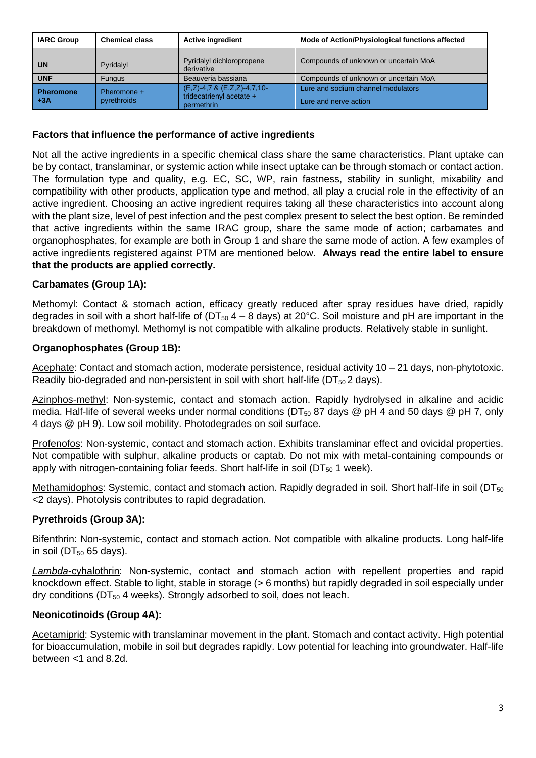| IARC Group | Chemical class | Active ingredient | Mode of Action/Physiological functions affected |
|---|---|---|---|
| **UN** | Pyridalyl | Pyridalyl dichloropropene derivative | Compounds of unknown or uncertain MoA |
| **UNF** | Fungus | Beauveria bassiana | Compounds of unknown or uncertain MoA |
| **Pheromone +3A** | Pheromone + pyrethroids | (E,Z)-4,7 & (E,Z,Z)-4,7,10-tridecatrienyl acetate + permethrin | Lure and sodium channel modulators<br>Lure and nerve action |

### Factors that influence the performance of active ingredients

Not all the active ingredients in a specific chemical class share the same characteristics. Plant uptake can be by contact, translaminar, or systemic action while insect uptake can be through stomach or contact action. The formulation type and quality, e.g. EC, SC, WP, rain fastness, stability in sunlight, mixability and compatibility with other products, application type and method, all play a crucial role in the effectivity of an active ingredient. Choosing an active ingredient requires taking all these characteristics into account along with the plant size, level of pest infection and the pest complex present to select the best option. Be reminded that active ingredients within the same IRAC group, share the same mode of action; carbamates and organophosphates, for example are both in Group 1 and share the same mode of action. A few examples of active ingredients registered against PTM are mentioned below. **Always read the entire label to ensure that the products are applied correctly.**

### Carbamates (Group 1A):

Methomyl: Contact & stomach action, efficacy greatly reduced after spray residues have dried, rapidly degrades in soil with a short half-life of ($DT_{50}$ 4 – 8 days) at 20°C. Soil moisture and pH are important in the breakdown of methomyl. Methomyl is not compatible with alkaline products. Relatively stable in sunlight.

### Organophosphates (Group 1B):

Acephate: Contact and stomach action, moderate persistence, residual activity 10 – 21 days, non-phytotoxic. Readily bio-degraded and non-persistent in soil with short half-life ($DT_{50}$ 2 days).

Azinphos-methyl: Non-systemic, contact and stomach action. Rapidly hydrolysed in alkaline and acidic media. Half-life of several weeks under normal conditions ($DT_{50}$ 87 days @ pH 4 and 50 days @ pH 7, only 4 days @ pH 9). Low soil mobility. Photodegrades on soil surface.

Profenofos: Non-systemic, contact and stomach action. Exhibits translaminar effect and ovicidal properties. Not compatible with sulphur, alkaline products or captab. Do not mix with metal-containing compounds or apply with nitrogen-containing foliar feeds. Short half-life in soil ($DT_{50}$ 1 week).

Methamidophos: Systemic, contact and stomach action. Rapidly degraded in soil. Short half-life in soil ($DT_{50}$ <2 days). Photolysis contributes to rapid degradation.

### Pyrethroids (Group 3A):

Bifenthrin: Non-systemic, contact and stomach action. Not compatible with alkaline products. Long half-life in soil ($DT_{50}$ 65 days).

*Lambda*-cyhalothrin: Non-systemic, contact and stomach action with repellent properties and rapid knockdown effect. Stable to light, stable in storage (> 6 months) but rapidly degraded in soil especially under dry conditions ($DT_{50}$ 4 weeks). Strongly adsorbed to soil, does not leach.

### Neonicotinoids (Group 4A):

Acetamiprid: Systemic with translaminar movement in the plant. Stomach and contact activity. High potential for bioaccumulation, mobile in soil but degrades rapidly. Low potential for leaching into groundwater. Half-life between <1 and 8.2d.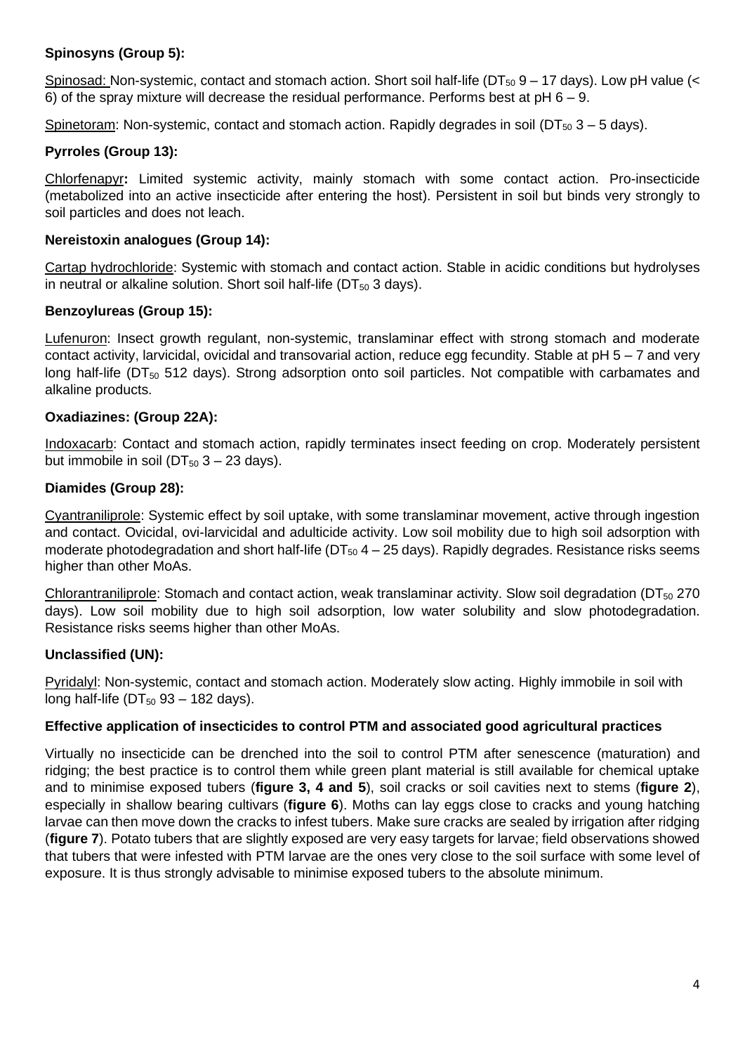**Spinosyns (Group 5):**

Spinosad: Non-systemic, contact and stomach action. Short soil half-life ($DT_{50}$ 9 – 17 days). Low pH value (< 6) of the spray mixture will decrease the residual performance. Performs best at pH 6 – 9.

Spinetoram: Non-systemic, contact and stomach action. Rapidly degrades in soil ($DT_{50}$ 3 – 5 days).

**Pyrroles (Group 13):**

Chlorfenapyr**:** Limited systemic activity, mainly stomach with some contact action. Pro-insecticide (metabolized into an active insecticide after entering the host). Persistent in soil but binds very strongly to soil particles and does not leach.

**Nereistoxin analogues (Group 14):**

Cartap hydrochloride: Systemic with stomach and contact action. Stable in acidic conditions but hydrolyses in neutral or alkaline solution. Short soil half-life ($DT_{50}$ 3 days).

**Benzoylureas (Group 15):**

Lufenuron: Insect growth regulant, non-systemic, translaminar effect with strong stomach and moderate contact activity, larvicidal, ovicidal and transovarial action, reduce egg fecundity. Stable at pH 5 – 7 and very long half-life ($DT_{50}$ 512 days). Strong adsorption onto soil particles. Not compatible with carbamates and alkaline products.

**Oxadiazines: (Group 22A):**

Indoxacarb: Contact and stomach action, rapidly terminates insect feeding on crop. Moderately persistent but immobile in soil ($DT_{50}$ 3 – 23 days).

**Diamides (Group 28):**

Cyantraniliprole: Systemic effect by soil uptake, with some translaminar movement, active through ingestion and contact. Ovicidal, ovi-larvicidal and adulticide activity. Low soil mobility due to high soil adsorption with moderate photodegradation and short half-life ($DT_{50}$ 4 – 25 days). Rapidly degrades. Resistance risks seems higher than other MoAs.

Chlorantraniliprole: Stomach and contact action, weak translaminar activity. Slow soil degradation ($DT_{50}$ 270 days). Low soil mobility due to high soil adsorption, low water solubility and slow photodegradation. Resistance risks seems higher than other MoAs.

**Unclassified (UN):**

Pyridalyl: Non-systemic, contact and stomach action. Moderately slow acting. Highly immobile in soil with long half-life ($DT_{50}$ 93 – 182 days).

**Effective application of insecticides to control PTM and associated good agricultural practices**

Virtually no insecticide can be drenched into the soil to control PTM after senescence (maturation) and ridging; the best practice is to control them while green plant material is still available for chemical uptake and to minimise exposed tubers (**figure 3, 4 and 5**), soil cracks or soil cavities next to stems (**figure 2**), especially in shallow bearing cultivars (**figure 6**). Moths can lay eggs close to cracks and young hatching larvae can then move down the cracks to infest tubers. Make sure cracks are sealed by irrigation after ridging (**figure 7**). Potato tubers that are slightly exposed are very easy targets for larvae; field observations showed that tubers that were infested with PTM larvae are the ones very close to the soil surface with some level of exposure. It is thus strongly advisable to minimise exposed tubers to the absolute minimum.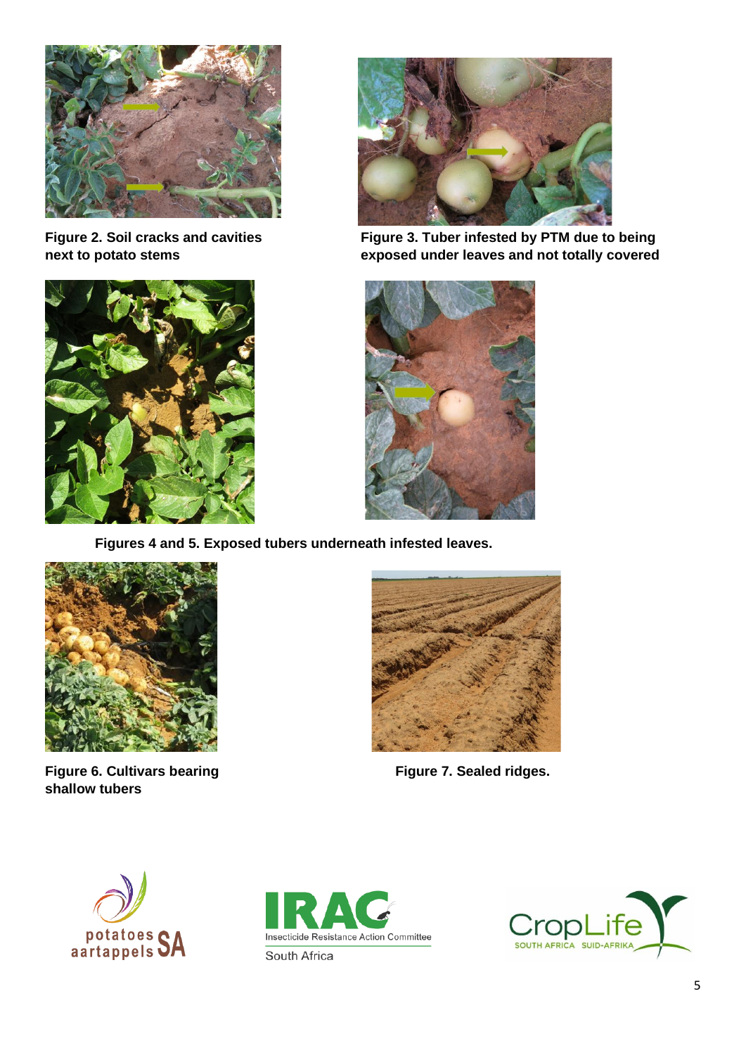Figure 2. Soil cracks and cavities next to potato stems

Figure 3. Tuber infested by PTM due to being exposed under leaves and not totally covered

Figures 4 and 5. Exposed tubers underneath infested leaves.

Figure 6. Cultivars bearing shallow tubers

Figure 7. Sealed ridges.

potatoes aartappels SA

IRAC Insecticide Resistance Action Committee South Africa

CropLife SOUTH AFRICA SUID-AFRIKA